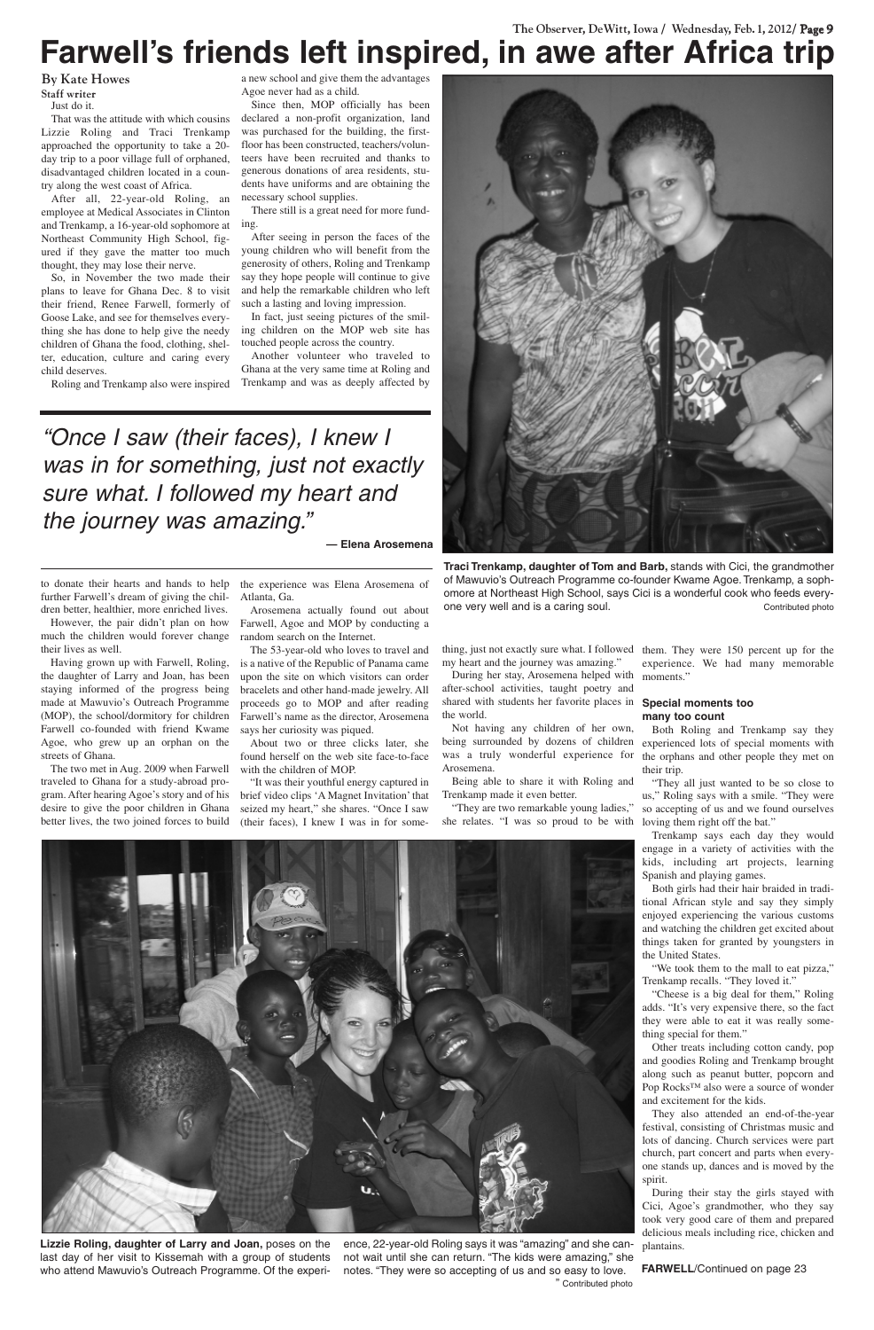# Farwell's friends left inspired, in awe after Africa trip

**By Kate Howes**
**Staff writer**

Just do it.

That was the attitude with which cousins Lizzie Roling and Traci Trenkamp approached the opportunity to take a 20-day trip to a poor village full of orphaned, disadvantaged children located in a country along the west coast of Africa.

After all, 22-year-old Roling, an employee at Medical Associates in Clinton and Trenkamp, a 16-year-old sophomore at Northeast Community High School, figured if they gave the matter too much thought, they may lose their nerve.

So, in November the two made their plans to leave for Ghana Dec. 8 to visit their friend, Renee Farwell, formerly of Goose Lake, and see for themselves everything she has done to help give the needy children of Ghana the food, clothing, shelter, education, culture and caring every child deserves.

Roling and Trenkamp also were inspired to donate their hearts and hands to help further Farwell's dream of giving the children better, healthier, more enriched lives.

However, the pair didn't plan on how much the children would forever change their lives as well.

Having grown up with Farwell, Roling, the daughter of Larry and Joan, has been staying informed of the progress being made at Mawuvio's Outreach Programme (MOP), the school/dormitory for children Farwell co-founded with friend Kwame Agoe, who grew up an orphan on the streets of Ghana.

The two met in Aug. 2009 when Farwell traveled to Ghana for a study-abroad program. After hearing Agoe's story and of his desire to give the poor children in Ghana better lives, the two joined forces to build a new school and give them the advantages Agoe never had as a child.

Since then, MOP officially has been declared a non-profit organization, land was purchased for the building, the first-floor has been constructed, teachers/volunteers have been recruited and thanks to generous donations of area residents, students have uniforms and are obtaining the necessary school supplies.

There still is a great need for more funding.

After seeing in person the faces of the young children who will benefit from the generosity of others, Roling and Trenkamp say they hope people will continue to give and help the remarkable children who left such a lasting and loving impression.

In fact, just seeing pictures of the smiling children on the MOP web site has touched people across the country.

Another volunteer who traveled to Ghana at the very same time at Roling and Trenkamp and was as deeply affected by the experience was Elena Arosemena of Atlanta, Ga.

*"Once I saw (their faces), I knew I was in for something, just not exactly sure what. I followed my heart and the journey was amazing."*

**— Elena Arosemena**

Arosemena actually found out about Farwell, Agoe and MOP by conducting a random search on the Internet.

The 53-year-old who loves to travel and is a native of the Republic of Panama came upon the site on which visitors can order bracelets and other hand-made jewelry. All proceeds go to MOP and after reading Farwell's name as the director, Arosemena says her curiosity was piqued.

About two or three clicks later, she found herself on the web site face-to-face with the children of MOP.

"It was their youthful energy captured in brief video clips 'A Magnet Invitation' that seized my heart," she shares. "Once I saw (their faces), I knew I was in for something, just not exactly sure what. I followed my heart and the journey was amazing."

During her stay, Arosemena helped with after-school activities, taught poetry and shared with students her favorite places in the world.

Not having any children of her own, being surrounded by dozens of children was a truly wonderful experience for Arosemena.

Being able to share it with Roling and Trenkamp made it even better.

"They are two remarkable young ladies," she relates. "I was so proud to be with them. They were 150 percent up for the experience. We had many memorable moments."

**Traci Trenkamp, daughter of Tom and Barb,** stands with Cici, the grandmother of Mawuvio's Outreach Programme co-founder Kwame Agoe. Trenkamp, a sophomore at Northeast High School, says Cici is a wonderful cook who feeds everyone very well and is a caring soul. Contributed photo

### Special moments too many too count

Both Roling and Trenkamp say they experienced lots of special moments with the orphans and other people they met on their trip.

"They all just wanted to be so close to us," Roling says with a smile. "They were so accepting of us and we found ourselves loving them right off the bat."

Trenkamp says each day they would engage in a variety of activities with the kids, including art projects, learning Spanish and playing games.

Both girls had their hair braided in traditional African style and say they simply enjoyed experiencing the various customs and watching the children get excited about things taken for granted by youngsters in the United States.

"We took them to the mall to eat pizza," Trenkamp recalls. "They loved it."

"Cheese is a big deal for them," Roling adds. "It's very expensive there, so the fact they were able to eat it was really something special for them."

Other treats including cotton candy, pop and goodies Roling and Trenkamp brought along such as peanut butter, popcorn and Pop Rocks™ also were a source of wonder and excitement for the kids.

They also attended an end-of-the-year festival, consisting of Christmas music and lots of dancing. Church services were part church, part concert and parts when everyone stands up, dances and is moved by the spirit.

During their stay the girls stayed with Cici, Agoe's grandmother, who they say took very good care of them and prepared delicious meals including rice, chicken and plantains.

**Lizzie Roling, daughter of Larry and Joan,** poses on the last day of her visit to Kissemah with a group of students who attend Mawuvio's Outreach Programme. Of the experience, 22-year-old Roling says it was "amazing" and she cannot wait until she can return. "The kids were amazing," she notes. "They were so accepting of us and so easy to love." Contributed photo

**FARWELL**/Continued on page 23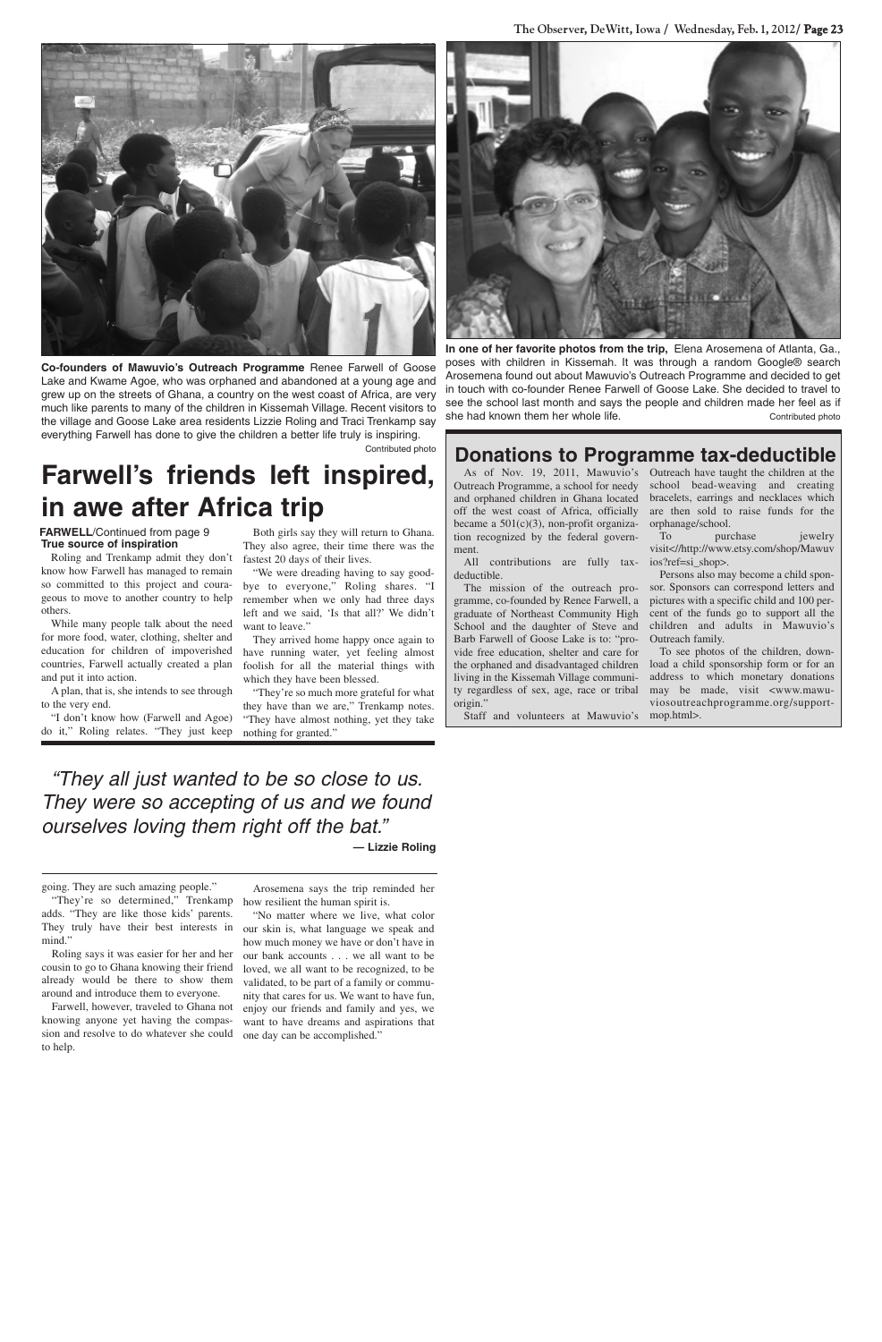**Co-founders of Mawuvio's Outreach Programme** Renee Farwell of Goose Lake and Kwame Agoe, who was orphaned and abandoned at a young age and grew up on the streets of Ghana, a country on the west coast of Africa, are very much like parents to many of the children in Kissemah Village. Recent visitors to the village and Goose Lake area residents Lizzie Roling and Traci Trenkamp say everything Farwell has done to give the children a better life truly is inspiring.
Contributed photo

**In one of her favorite photos from the trip,** Elena Arosemena of Atlanta, Ga., poses with children in Kissemah. It was through a random Google® search Arosemena found out about Mawuvio's Outreach Programme and decided to get in touch with co-founder Renee Farwell of Goose Lake. She decided to travel to see the school last month and says the people and children made her feel as if she had known them her whole life.
Contributed photo

# Farwell's friends left inspired, in awe after Africa trip

**FARWELL**/Continued from page 9

**True source of inspiration**

Roling and Trenkamp admit they don't know how Farwell has managed to remain so committed to this project and courageous to move to another country to help others.

While many people talk about the need for more food, water, clothing, shelter and education for children of impoverished countries, Farwell actually created a plan and put it into action.

A plan, that is, she intends to see through to the very end.

"I don't know how (Farwell and Agoe) do it," Roling relates. "They just keep going. They are such amazing people."

"They're so determined," Trenkamp adds. "They are like those kids' parents. They truly have their best interests in mind."

Roling says it was easier for her and her cousin to go to Ghana knowing their friend already would be there to show them around and introduce them to everyone.

Farwell, however, traveled to Ghana not knowing anyone yet having the compassion and resolve to do whatever she could to help.

Both girls say they will return to Ghana. They also agree, their time there was the fastest 20 days of their lives.

"We were dreading having to say goodbye to everyone," Roling shares. "I remember when we only had three days left and we said, 'Is that all?' We didn't want to leave."

They arrived home happy once again to have running water, yet feeling almost foolish for all the material things with which they have been blessed.

"They're so much more grateful for what they have than we are," Trenkamp notes. "They have almost nothing, yet they take nothing for granted."

Arosemena says the trip reminded her how resilient the human spirit is.

"No matter where we live, what color our skin is, what language we speak and how much money we have or don't have in our bank accounts . . . we all want to be loved, we all want to be recognized, to be validated, to be part of a family or community that cares for us. We want to have fun, enjoy our friends and family and yes, we want to have dreams and aspirations that one day can be accomplished."

*"They all just wanted to be so close to us. They were so accepting of us and we found ourselves loving them right off the bat."*

**— Lizzie Roling**

## Donations to Programme tax-deductible

As of Nov. 19, 2011, Mawuvio's Outreach Programme, a school for needy and orphaned children in Ghana located off the west coast of Africa, officially became a 501(c)(3), non-profit organization recognized by the federal government.

All contributions are fully tax-deductible.

The mission of the outreach programme, co-founded by Renee Farwell, a graduate of Northeast Community High School and the daughter of Steve and Barb Farwell of Goose Lake is to: "provide free education, shelter and care for the orphaned and disadvantaged children living in the Kissemah Village community regardless of sex, age, race or tribal origin."

Staff and volunteers at Mawuvio's Outreach have taught the children at the school bead-weaving and creating bracelets, earrings and necklaces which are then sold to raise funds for the orphanage/school.

To purchase jewelry visit<//http://www.etsy.com/shop/Mawuvios?ref=si_shop>.

Persons also may become a child sponsor. Sponsors can correspond letters and pictures with a specific child and 100 percent of the funds go to support all the children and adults in Mawuvio's Outreach family.

To see photos of the children, download a child sponsorship form or for an address to which monetary donations may be made, visit <www.mawuviosoutreachprogramme.org/supportmop.html>.